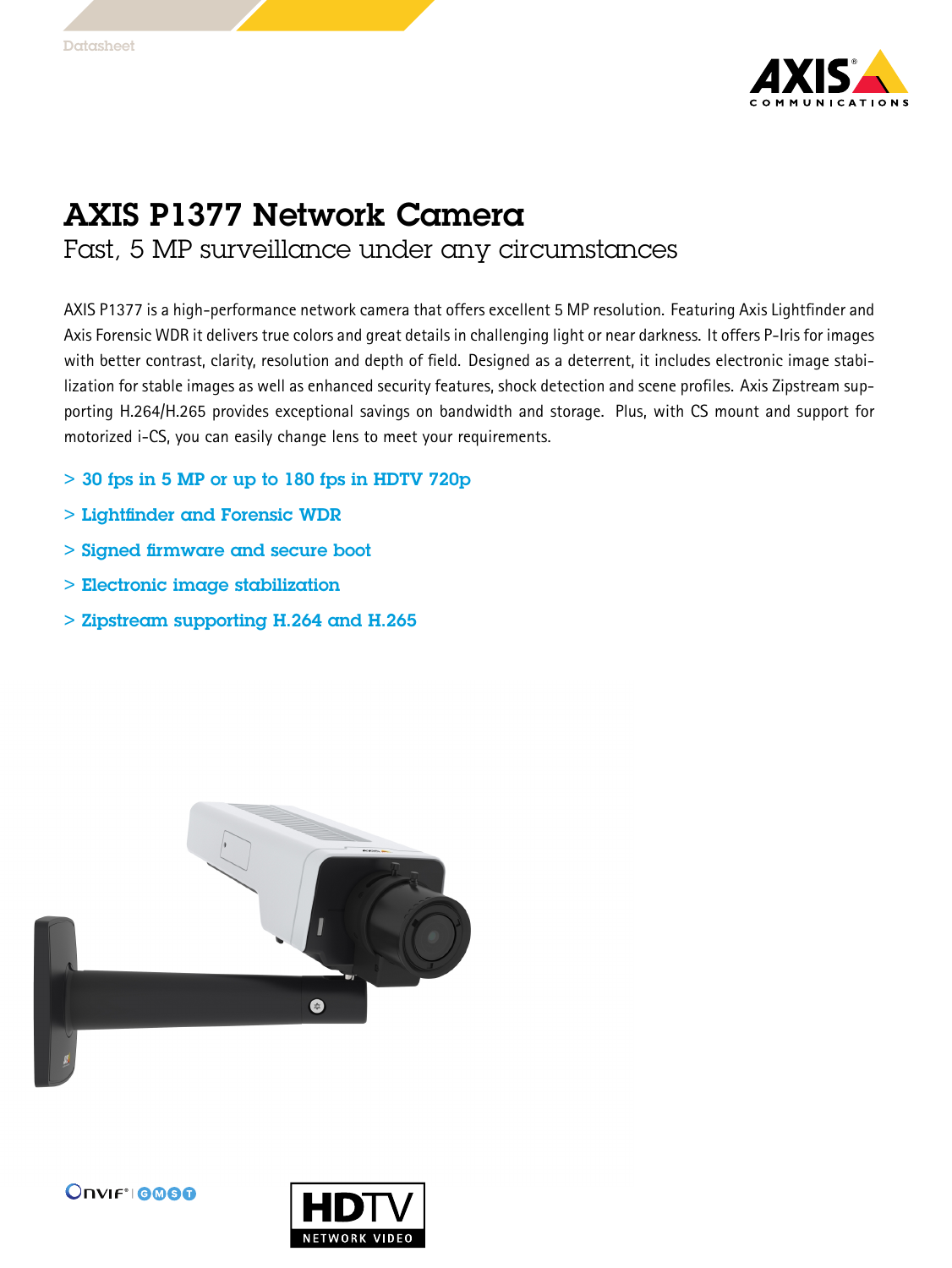Datasheet

# AXIS P1377 Network Camera

## Fast, 5 MP surveillance under any circumstances

AXIS P1377 is a high-performance network camera that offers excellent 5 MP resolution. Featuring Axis Lightfinder and Axis Forensic WDR it delivers true colors and great details in challenging light or near darkness. It offers P-Iris for images with better contrast, clarity, resolution and depth of field. Designed as a deterrent, it includes electronic image stabilization for stable images as well as enhanced security features, shock detection and scene profiles. Axis Zipstream supporting H.264/H.265 provides exceptional savings on bandwidth and storage. Plus, with CS mount and support for motorized i-CS, you can easily change lens to meet your requirements.

> 30 fps in 5 MP or up to 180 fps in HDTV 720p

> Lightfinder and Forensic WDR

> Signed firmware and secure boot

> Electronic image stabilization

> Zipstream supporting H.264 and H.265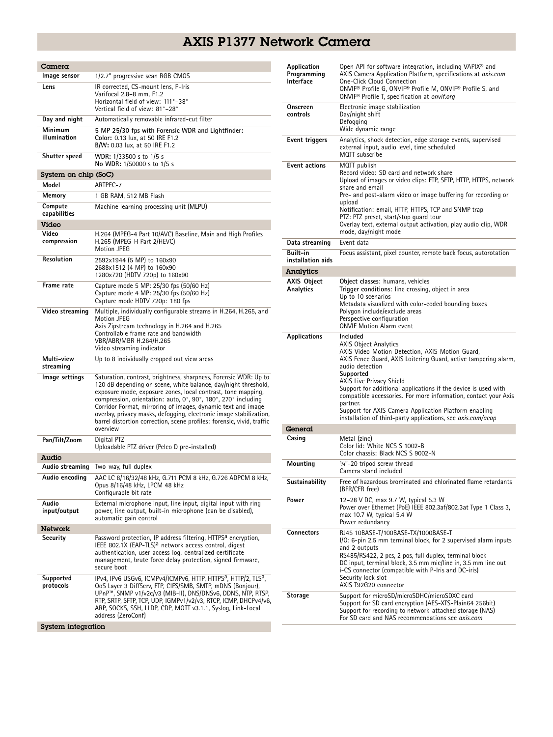# AXIS P1377 Network Camera

## Camera

| | |
|---|---|
| **Image sensor** | 1/2.7" progressive scan RGB CMOS |
| **Lens** | IR corrected, CS-mount lens, P-Iris<br>Varifocal 2.8–8 mm, F1.2<br>Horizontal field of view: 111°–38°<br>Vertical field of view: 81°–28° |
| **Day and night** | Automatically removable infrared-cut filter |
| **Minimum illumination** | **5 MP 25/30 fps with Forensic WDR and Lightfinder:**<br>**Color:** 0.13 lux, at 50 IRE F1.2<br>**B/W:** 0.03 lux, at 50 IRE F1.2 |
| **Shutter speed** | **WDR:** 1/33500 s to 1/5 s<br>**No WDR:** 1/50000 s to 1/5 s |

## System on chip (SoC)

| | |
|---|---|
| **Model** | ARTPEC-7 |
| **Memory** | 1 GB RAM, 512 MB Flash |
| **Compute capabilities** | Machine learning processing unit (MLPU) |

## Video

| | |
|---|---|
| **Video compression** | H.264 (MPEG-4 Part 10/AVC) Baseline, Main and High Profiles<br>H.265 (MPEG-H Part 2/HEVC)<br>Motion JPEG |
| **Resolution** | 2592x1944 (5 MP) to 160x90<br>2688x1512 (4 MP) to 160x90<br>1280x720 (HDTV 720p) to 160x90 |
| **Frame rate** | Capture mode 5 MP: 25/30 fps (50/60 Hz)<br>Capture mode 4 MP: 25/30 fps (50/60 Hz)<br>Capture mode HDTV 720p: 180 fps |
| **Video streaming** | Multiple, individually configurable streams in H.264, H.265, and Motion JPEG<br>Axis Zipstream technology in H.264 and H.265<br>Controllable frame rate and bandwidth<br>VBR/ABR/MBR H.264/H.265<br>Video streaming indicator |
| **Multi-view streaming** | Up to 8 individually cropped out view areas |
| **Image settings** | Saturation, contrast, brightness, sharpness, Forensic WDR: Up to 120 dB depending on scene, white balance, day/night threshold, exposure mode, exposure zones, local contrast, tone mapping, compression, orientation: auto, 0°, 90°, 180°, 270° including Corridor Format, mirroring of images, dynamic text and image overlay, privacy masks, defogging, electronic image stabilization, barrel distortion correction, scene profiles: forensic, vivid, traffic overview |
| **Pan/Tilt/Zoom** | Digital PTZ<br>Uploadable PTZ driver (Pelco D pre-installed) |

## Audio

| | |
|---|---|
| **Audio streaming** | Two-way, full duplex |
| **Audio encoding** | AAC LC 8/16/32/48 kHz, G.711 PCM 8 kHz, G.726 ADPCM 8 kHz, Opus 8/16/48 kHz, LPCM 48 kHz<br>Configurable bit rate |
| **Audio input/output** | External microphone input, line input, digital input with ring power, line output, built-in microphone (can be disabled), automatic gain control |

## Network

| | |
|---|---|
| **Security** | Password protection, IP address filtering, HTTPS[a] encryption, IEEE 802.1X (EAP-TLS)[a] network access control, digest authentication, user access log, centralized certificate management, brute force delay protection, signed firmware, secure boot |
| **Supported protocols** | IPv4, IPv6 USGv6, ICMPv4/ICMPv6, HTTP, HTTPS[a], HTTP/2, TLS[a], QoS Layer 3 DiffServ, FTP, CIFS/SMB, SMTP, mDNS (Bonjour), UPnP™, SNMP v1/v2c/v3 (MIB-II), DNS/DNSv6, DDNS, NTP, RTSP, RTP, SRTP, SFTP, TCP, UDP, IGMPv1/v2/v3, RTCP, ICMP, DHCPv4/v6, ARP, SOCKS, SSH, LLDP, CDP, MQTT v3.1.1, Syslog, Link-Local address (ZeroConf) |

## System integration

| | |
|---|---|
| **Application Programming Interface** | Open API for software integration, including VAPIX® and AXIS Camera Application Platform, specifications at *axis.com*<br>One-Click Cloud Connection<br>ONVIF® Profile G, ONVIF® Profile M, ONVIF® Profile S, and ONVIF® Profile T, specification at *onvif.org* |
| **Onscreen controls** | Electronic image stabilization<br>Day/night shift<br>Defogging<br>Wide dynamic range |
| **Event triggers** | Analytics, shock detection, edge storage events, supervised external input, audio level, time scheduled<br>MQTT subscribe |
| **Event actions** | MQTT publish<br>Record video: SD card and network share<br>Upload of images or video clips: FTP, SFTP, HTTP, HTTPS, network share and email<br>Pre- and post-alarm video or image buffering for recording or upload<br>Notification: email, HTTP, HTTPS, TCP and SNMP trap<br>PTZ: PTZ preset, start/stop guard tour<br>Overlay text, external output activation, play audio clip, WDR mode, day/night mode |
| **Data streaming** | Event data |
| **Built-in installation aids** | Focus assistant, pixel counter, remote back focus, autorotation |

## Analytics

| | |
|---|---|
| **AXIS Object Analytics** | **Object classes**: humans, vehicles<br>**Trigger conditions**: line crossing, object in area<br>Up to 10 scenarios<br>Metadata visualized with color-coded bounding boxes<br>Polygon include/exclude areas<br>Perspective configuration<br>ONVIF Motion Alarm event |
| **Applications** | **Included**<br>AXIS Object Analytics<br>AXIS Video Motion Detection, AXIS Motion Guard, AXIS Fence Guard, AXIS Loitering Guard, active tampering alarm, audio detection<br>**Supported**<br>AXIS Live Privacy Shield<br>Support for additional applications if the device is used with compatible accessories. For more information, contact your Axis partner.<br>Support for AXIS Camera Application Platform enabling installation of third-party applications, see *axis.com/acap* |

## General

| | |
|---|---|
| **Casing** | Metal (zinc)<br>Color lid: White NCS S 1002-B<br>Color chassis: Black NCS S 9002-N |
| **Mounting** | ¼"-20 tripod screw thread<br>Camera stand included |
| **Sustainability** | Free of hazardous brominated and chlorinated flame retardants (BFR/CFR free) |
| **Power** | 12–28 V DC, max 9.7 W, typical 5.3 W<br>Power over Ethernet (PoE) IEEE 802.3af/802.3at Type 1 Class 3, max 10.7 W, typical 5.4 W<br>Power redundancy |
| **Connectors** | RJ45 10BASE-T/100BASE-TX/1000BASE-T<br>I/O: 6-pin 2.5 mm terminal block, for 2 supervised alarm inputs and 2 outputs<br>RS485/RS422, 2 pcs, 2 pos, full duplex, terminal block<br>DC input, terminal block, 3.5 mm mic/line in, 3.5 mm line out<br>i-CS connector (compatible with P-Iris and DC-iris)<br>Security lock slot<br>AXIS T92G20 connector |
| **Storage** | Support for microSD/microSDHC/microSDXC card<br>Support for SD card encryption (AES-XTS-Plain64 256bit)<br>Support for recording to network-attached storage (NAS)<br>For SD card and NAS recommendations see *axis.com* |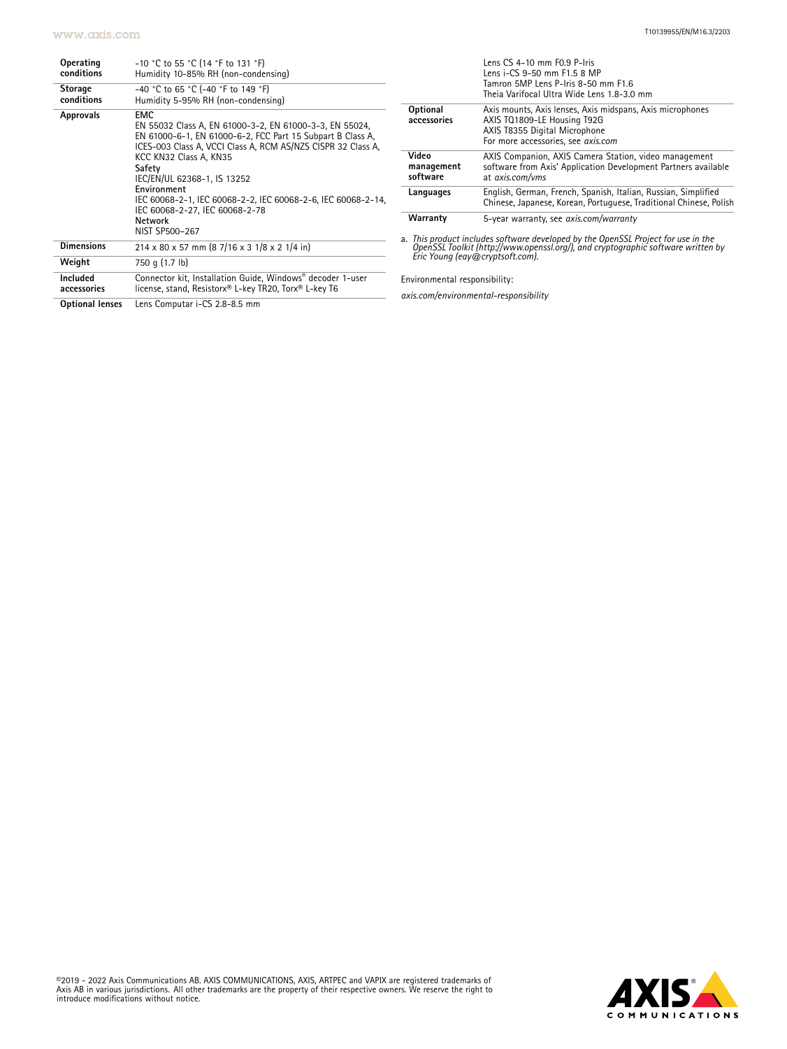| | |
|---|---|
| **Operating conditions** | -10 °C to 55 °C (14 °F to 131 °F)<br>Humidity 10-85% RH (non-condensing) |
| **Storage conditions** | -40 °C to 65 °C (-40 °F to 149 °F)<br>Humidity 5-95% RH (non-condensing) |
| **Approvals** | **EMC**<br>EN 55032 Class A, EN 61000-3-2, EN 61000-3-3, EN 55024, EN 61000-6-1, EN 61000-6-2, FCC Part 15 Subpart B Class A, ICES-003 Class A, VCCI Class A, RCM AS/NZS CISPR 32 Class A, KCC KN32 Class A, KN35<br>**Safety**<br>IEC/EN/UL 62368-1, IS 13252<br>**Environment**<br>IEC 60068-2-1, IEC 60068-2-2, IEC 60068-2-6, IEC 60068-2-14, IEC 60068-2-27, IEC 60068-2-78<br>**Network**<br>NIST SP500–267 |
| **Dimensions** | 214 x 80 x 57 mm (8 7/16 x 3 1/8 x 2 1/4 in) |
| **Weight** | 750 g (1.7 lb) |
| **Included accessories** | Connector kit, Installation Guide, Windows® decoder 1-user license, stand, Resistorx® L-key TR20, Torx® L-key T6 |
| **Optional lenses** | Lens Computar i-CS 2.8-8.5 mm<br>Lens CS 4-10 mm F0.9 P-Iris<br>Lens i-CS 9-50 mm F1.5 8 MP<br>Tamron 5MP Lens P-Iris 8-50 mm F1.6<br>Theia Varifocal Ultra Wide Lens 1.8-3.0 mm |
| **Optional accessories** | Axis mounts, Axis lenses, Axis midspans, Axis microphones<br>AXIS TQ1809-LE Housing T92G<br>AXIS T8355 Digital Microphone<br>For more accessories, see *axis.com* |
| **Video management software** | AXIS Companion, AXIS Camera Station, video management software from Axis' Application Development Partners available at *axis.com/vms* |
| **Languages** | English, German, French, Spanish, Italian, Russian, Simplified Chinese, Japanese, Korean, Portuguese, Traditional Chinese, Polish |
| **Warranty** | 5-year warranty, see *axis.com/warranty* |

a. *This product includes software developed by the OpenSSL Project for use in the OpenSSL Toolkit (http://www.openssl.org/), and cryptographic software written by Eric Young (eay@cryptsoft.com).*

Environmental responsibility:

*axis.com/environmental-responsibility*

©2019 - 2022 Axis Communications AB. AXIS COMMUNICATIONS, AXIS, ARTPEC and VAPIX are registered trademarks of Axis AB in various jurisdictions. All other trademarks are the property of their respective owners. We reserve the right to introduce modifications without notice.